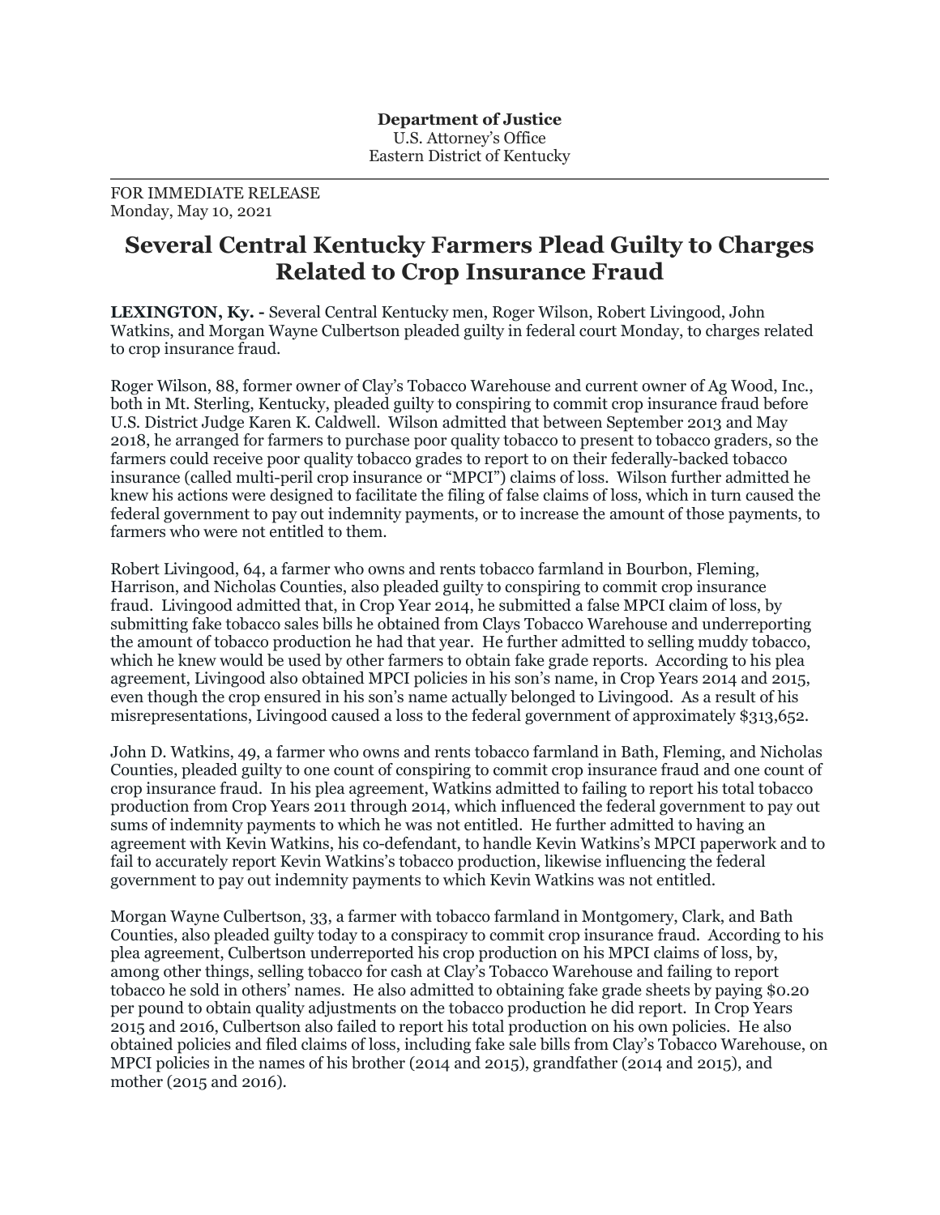**Department of Justice**
U.S. Attorney's Office
Eastern District of Kentucky

---

FOR IMMEDIATE RELEASE
Monday, May 10, 2021

# Several Central Kentucky Farmers Plead Guilty to Charges Related to Crop Insurance Fraud

**LEXINGTON, Ky. -** Several Central Kentucky men, Roger Wilson, Robert Livingood, John Watkins, and Morgan Wayne Culbertson pleaded guilty in federal court Monday, to charges related to crop insurance fraud.

Roger Wilson, 88, former owner of Clay's Tobacco Warehouse and current owner of Ag Wood, Inc., both in Mt. Sterling, Kentucky, pleaded guilty to conspiring to commit crop insurance fraud before U.S. District Judge Karen K. Caldwell. Wilson admitted that between September 2013 and May 2018, he arranged for farmers to purchase poor quality tobacco to present to tobacco graders, so the farmers could receive poor quality tobacco grades to report to on their federally-backed tobacco insurance (called multi-peril crop insurance or "MPCI") claims of loss. Wilson further admitted he knew his actions were designed to facilitate the filing of false claims of loss, which in turn caused the federal government to pay out indemnity payments, or to increase the amount of those payments, to farmers who were not entitled to them.

Robert Livingood, 64, a farmer who owns and rents tobacco farmland in Bourbon, Fleming, Harrison, and Nicholas Counties, also pleaded guilty to conspiring to commit crop insurance fraud. Livingood admitted that, in Crop Year 2014, he submitted a false MPCI claim of loss, by submitting fake tobacco sales bills he obtained from Clays Tobacco Warehouse and underreporting the amount of tobacco production he had that year. He further admitted to selling muddy tobacco, which he knew would be used by other farmers to obtain fake grade reports. According to his plea agreement, Livingood also obtained MPCI policies in his son's name, in Crop Years 2014 and 2015, even though the crop ensured in his son's name actually belonged to Livingood. As a result of his misrepresentations, Livingood caused a loss to the federal government of approximately $313,652.

John D. Watkins, 49, a farmer who owns and rents tobacco farmland in Bath, Fleming, and Nicholas Counties, pleaded guilty to one count of conspiring to commit crop insurance fraud and one count of crop insurance fraud. In his plea agreement, Watkins admitted to failing to report his total tobacco production from Crop Years 2011 through 2014, which influenced the federal government to pay out sums of indemnity payments to which he was not entitled. He further admitted to having an agreement with Kevin Watkins, his co-defendant, to handle Kevin Watkins's MPCI paperwork and to fail to accurately report Kevin Watkins's tobacco production, likewise influencing the federal government to pay out indemnity payments to which Kevin Watkins was not entitled.

Morgan Wayne Culbertson, 33, a farmer with tobacco farmland in Montgomery, Clark, and Bath Counties, also pleaded guilty today to a conspiracy to commit crop insurance fraud. According to his plea agreement, Culbertson underreported his crop production on his MPCI claims of loss, by, among other things, selling tobacco for cash at Clay's Tobacco Warehouse and failing to report tobacco he sold in others' names. He also admitted to obtaining fake grade sheets by paying $0.20 per pound to obtain quality adjustments on the tobacco production he did report. In Crop Years 2015 and 2016, Culbertson also failed to report his total production on his own policies. He also obtained policies and filed claims of loss, including fake sale bills from Clay's Tobacco Warehouse, on MPCI policies in the names of his brother (2014 and 2015), grandfather (2014 and 2015), and mother (2015 and 2016).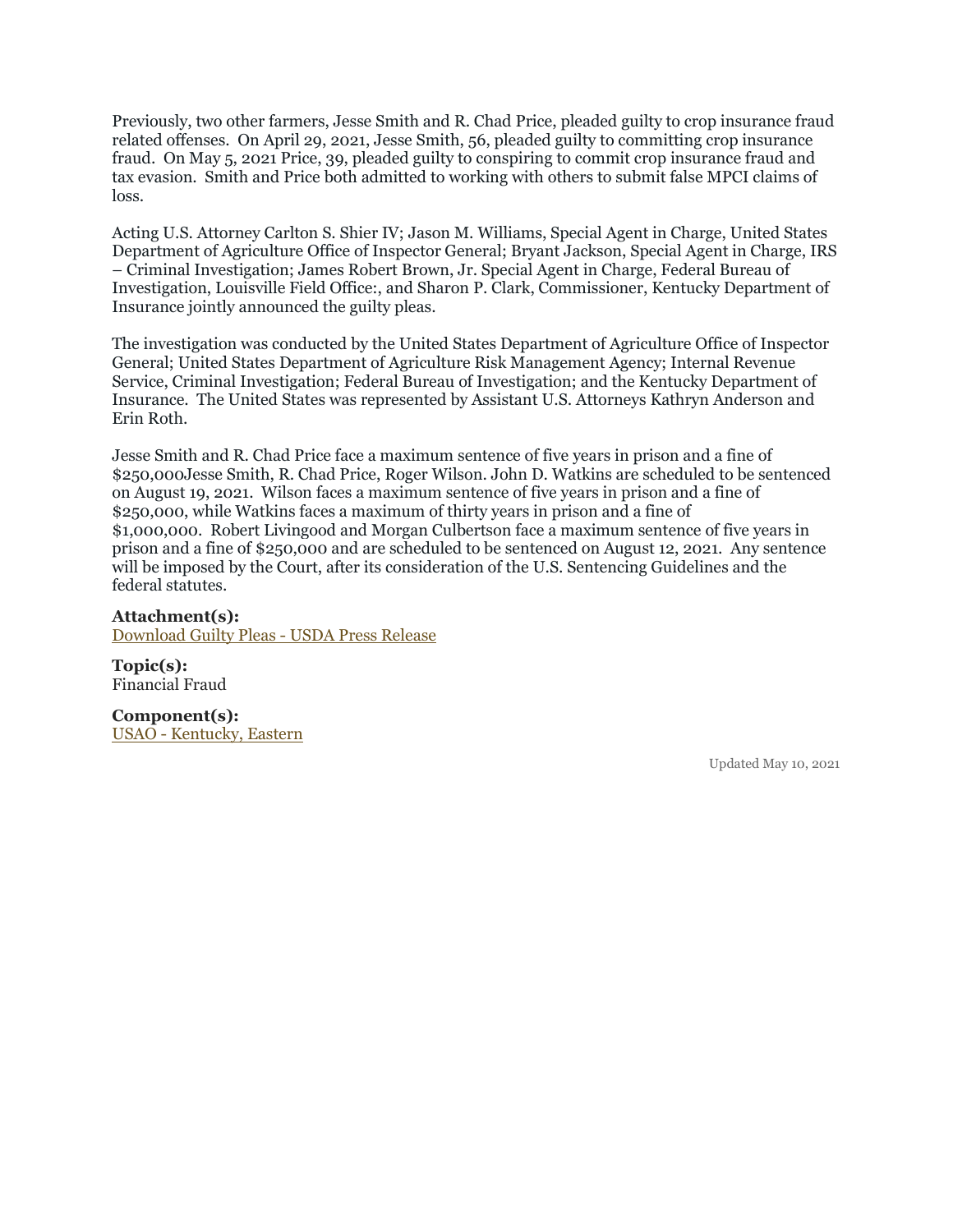Previously, two other farmers, Jesse Smith and R. Chad Price, pleaded guilty to crop insurance fraud related offenses. On April 29, 2021, Jesse Smith, 56, pleaded guilty to committing crop insurance fraud. On May 5, 2021 Price, 39, pleaded guilty to conspiring to commit crop insurance fraud and tax evasion. Smith and Price both admitted to working with others to submit false MPCI claims of loss.

Acting U.S. Attorney Carlton S. Shier IV; Jason M. Williams, Special Agent in Charge, United States Department of Agriculture Office of Inspector General; Bryant Jackson, Special Agent in Charge, IRS – Criminal Investigation; James Robert Brown, Jr. Special Agent in Charge, Federal Bureau of Investigation, Louisville Field Office:, and Sharon P. Clark, Commissioner, Kentucky Department of Insurance jointly announced the guilty pleas.

The investigation was conducted by the United States Department of Agriculture Office of Inspector General; United States Department of Agriculture Risk Management Agency; Internal Revenue Service, Criminal Investigation; Federal Bureau of Investigation; and the Kentucky Department of Insurance. The United States was represented by Assistant U.S. Attorneys Kathryn Anderson and Erin Roth.

Jesse Smith and R. Chad Price face a maximum sentence of five years in prison and a fine of $250,000Jesse Smith, R. Chad Price, Roger Wilson. John D. Watkins are scheduled to be sentenced on August 19, 2021. Wilson faces a maximum sentence of five years in prison and a fine of $250,000, while Watkins faces a maximum of thirty years in prison and a fine of $1,000,000. Robert Livingood and Morgan Culbertson face a maximum sentence of five years in prison and a fine of $250,000 and are scheduled to be sentenced on August 12, 2021. Any sentence will be imposed by the Court, after its consideration of the U.S. Sentencing Guidelines and the federal statutes.

**Attachment(s):**
[Download Guilty Pleas - USDA Press Release]

**Topic(s):**
Financial Fraud

**Component(s):**
[USAO - Kentucky, Eastern]

Updated May 10, 2021